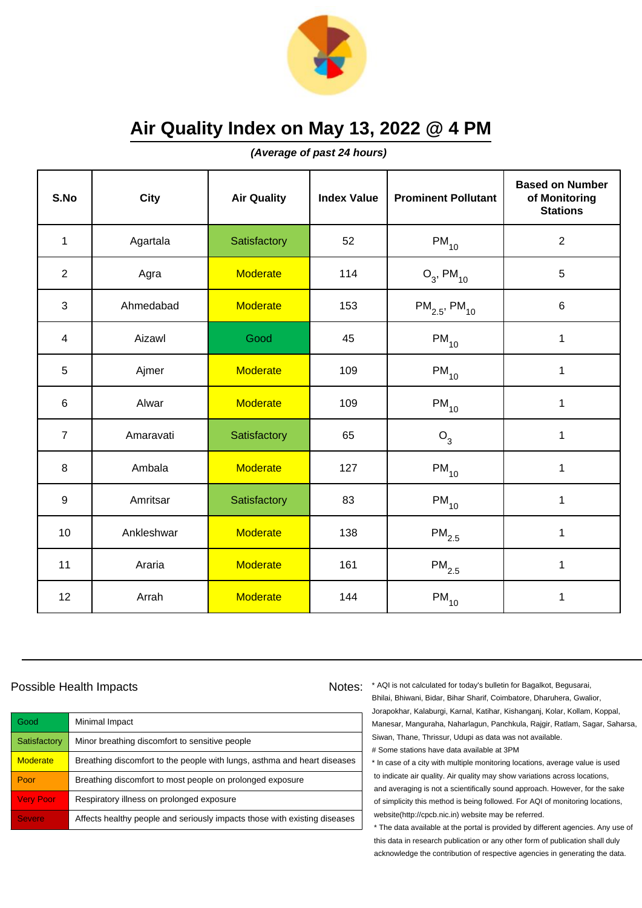# Air Quality Index on May 13, 2022 @ 4 PM

***(Average of past 24 hours)***

| S.No | City | Air Quality | Index Value | Prominent Pollutant | Based on Number of Monitoring Stations |
|---|---|---|---|---|---|
| 1 | Agartala | Satisfactory | 52 | $PM_{10}$ | 2 |
| 2 | Agra | Moderate | 114 | $O_3$, $PM_{10}$ | 5 |
| 3 | Ahmedabad | Moderate | 153 | $PM_{2.5}$, $PM_{10}$ | 6 |
| 4 | Aizawl | Good | 45 | $PM_{10}$ | 1 |
| 5 | Ajmer | Moderate | 109 | $PM_{10}$ | 1 |
| 6 | Alwar | Moderate | 109 | $PM_{10}$ | 1 |
| 7 | Amaravati | Satisfactory | 65 | $O_3$ | 1 |
| 8 | Ambala | Moderate | 127 | $PM_{10}$ | 1 |
| 9 | Amritsar | Satisfactory | 83 | $PM_{10}$ | 1 |
| 10 | Ankleshwar | Moderate | 138 | $PM_{2.5}$ | 1 |
| 11 | Araria | Moderate | 161 | $PM_{2.5}$ | 1 |
| 12 | Arrah | Moderate | 144 | $PM_{10}$ | 1 |

## Possible Health Impacts

| | |
|---|---|
| Good | Minimal Impact |
| Satisfactory | Minor breathing discomfort to sensitive people |
| Moderate | Breathing discomfort to the people with lungs, asthma and heart diseases |
| Poor | Breathing discomfort to most people on prolonged exposure |
| Very Poor | Respiratory illness on prolonged exposure |
| Severe | Affects healthy people and seriously impacts those with existing diseases |

Notes:

* AQI is not calculated for today's bulletin for Bagalkot, Begusarai, Bhilai, Bhiwani, Bidar, Bihar Sharif, Coimbatore, Dharuhera, Gwalior, Jorapokhar, Kalaburgi, Karnal, Katihar, Kishanganj, Kolar, Kollam, Koppal, Manesar, Manguraha, Naharlagun, Panchkula, Rajgir, Ratlam, Sagar, Saharsa, Siwan, Thane, Thrissur, Udupi as data was not available.

# Some stations have data available at 3PM

* In case of a city with multiple monitoring locations, average value is used to indicate air quality. Air quality may show variations across locations, and averaging is not a scientifically sound approach. However, for the sake of simplicity this method is being followed. For AQI of monitoring locations, website(http://cpcb.nic.in) website may be referred.

* The data available at the portal is provided by different agencies. Any use of this data in research publication or any other form of publication shall duly acknowledge the contribution of respective agencies in generating the data.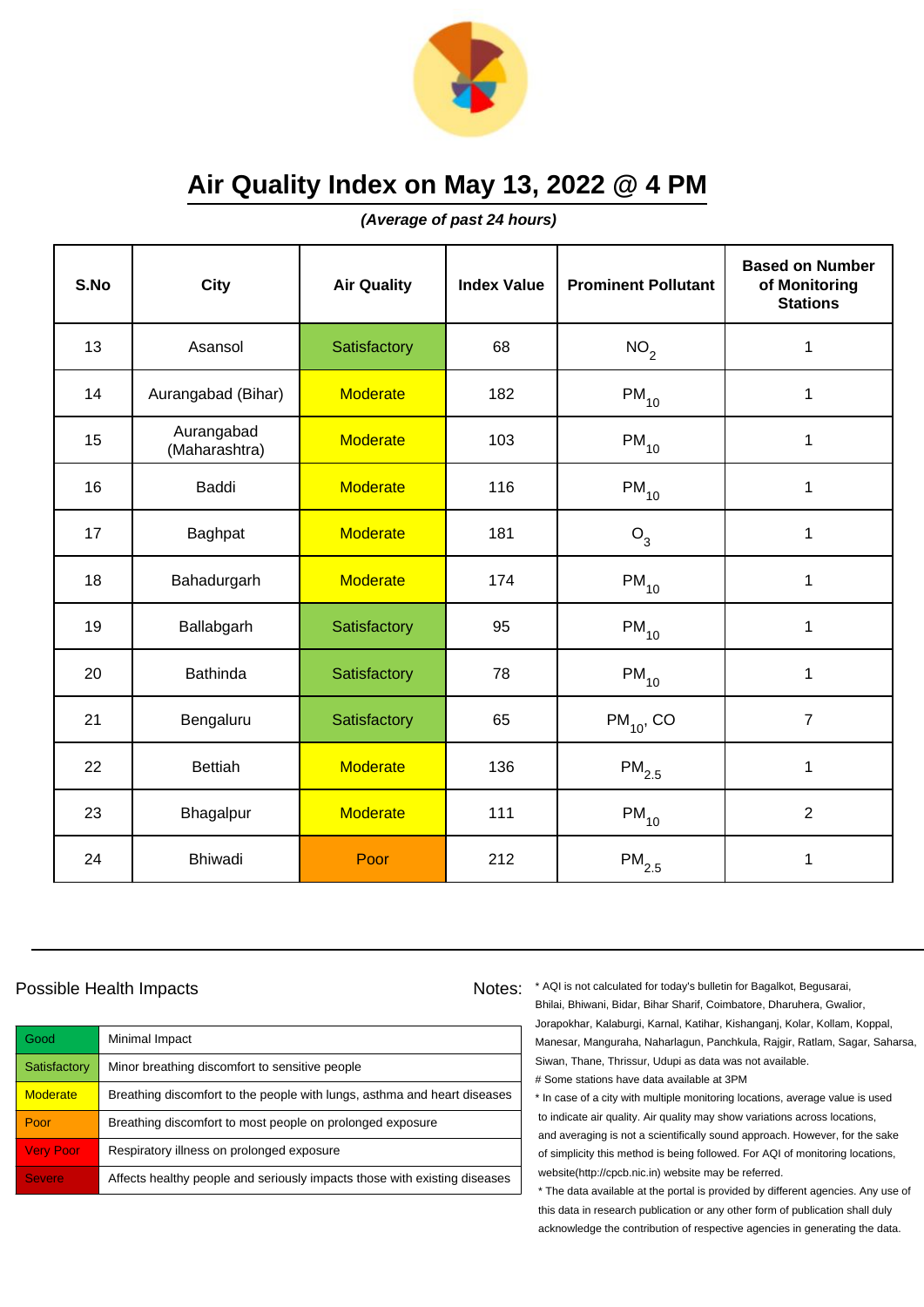# Air Quality Index on May 13, 2022 @ 4 PM

***(Average of past 24 hours)***

| S.No | City | Air Quality | Index Value | Prominent Pollutant | Based on Number of Monitoring Stations |
|---|---|---|---|---|---|
| 13 | Asansol | Satisfactory | 68 | $NO_2$ | 1 |
| 14 | Aurangabad (Bihar) | Moderate | 182 | $PM_{10}$ | 1 |
| 15 | Aurangabad (Maharashtra) | Moderate | 103 | $PM_{10}$ | 1 |
| 16 | Baddi | Moderate | 116 | $PM_{10}$ | 1 |
| 17 | Baghpat | Moderate | 181 | $O_3$ | 1 |
| 18 | Bahadurgarh | Moderate | 174 | $PM_{10}$ | 1 |
| 19 | Ballabgarh | Satisfactory | 95 | $PM_{10}$ | 1 |
| 20 | Bathinda | Satisfactory | 78 | $PM_{10}$ | 1 |
| 21 | Bengaluru | Satisfactory | 65 | $PM_{10}$, CO | 7 |
| 22 | Bettiah | Moderate | 136 | $PM_{2.5}$ | 1 |
| 23 | Bhagalpur | Moderate | 111 | $PM_{10}$ | 2 |
| 24 | Bhiwadi | Poor | 212 | $PM_{2.5}$ | 1 |

Possible Health Impacts

| | |
|---|---|
| Good | Minimal Impact |
| Satisfactory | Minor breathing discomfort to sensitive people |
| Moderate | Breathing discomfort to the people with lungs, asthma and heart diseases |
| Poor | Breathing discomfort to most people on prolonged exposure |
| Very Poor | Respiratory illness on prolonged exposure |
| Severe | Affects healthy people and seriously impacts those with existing diseases |

Notes:

* AQI is not calculated for today's bulletin for Bagalkot, Begusarai, Bhilai, Bhiwani, Bidar, Bihar Sharif, Coimbatore, Dharuhera, Gwalior, Jorapokhar, Kalaburgi, Karnal, Katihar, Kishanganj, Kolar, Kollam, Koppal, Manesar, Manguraha, Naharlagun, Panchkula, Rajgir, Ratlam, Sagar, Saharsa, Siwan, Thane, Thrissur, Udupi as data was not available.

# Some stations have data available at 3PM

* In case of a city with multiple monitoring locations, average value is used to indicate air quality. Air quality may show variations across locations, and averaging is not a scientifically sound approach. However, for the sake of simplicity this method is being followed. For AQI of monitoring locations, website(http://cpcb.nic.in) website may be referred.

* The data available at the portal is provided by different agencies. Any use of this data in research publication or any other form of publication shall duly acknowledge the contribution of respective agencies in generating the data.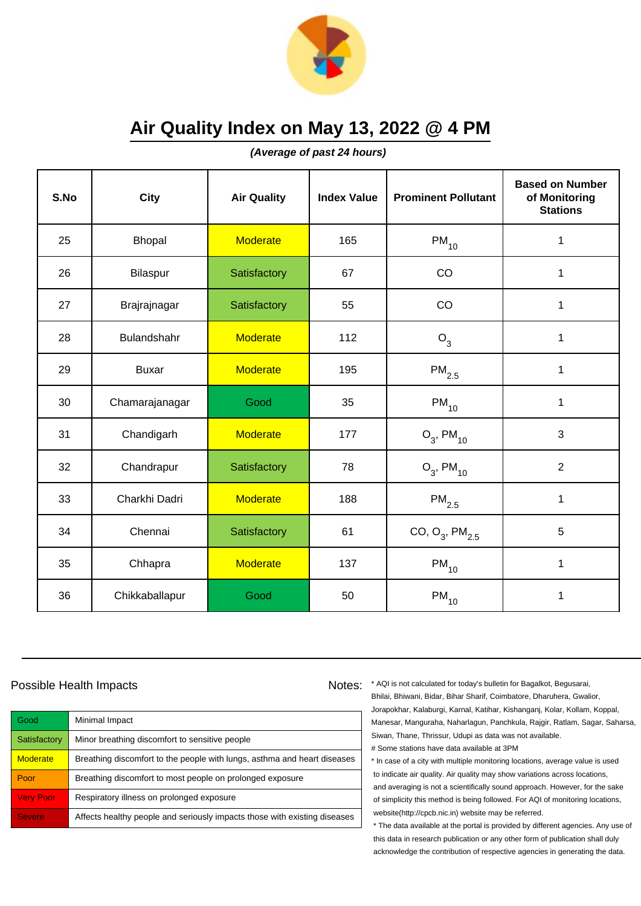# Air Quality Index on May 13, 2022 @ 4 PM

***(Average of past 24 hours)***

| S.No | City | Air Quality | Index Value | Prominent Pollutant | Based on Number of Monitoring Stations |
|---|---|---|---|---|---|
| 25 | Bhopal | Moderate | 165 | $PM_{10}$ | 1 |
| 26 | Bilaspur | Satisfactory | 67 | CO | 1 |
| 27 | Brajrajnagar | Satisfactory | 55 | CO | 1 |
| 28 | Bulandshahr | Moderate | 112 | $O_3$ | 1 |
| 29 | Buxar | Moderate | 195 | $PM_{2.5}$ | 1 |
| 30 | Chamarajanagar | Good | 35 | $PM_{10}$ | 1 |
| 31 | Chandigarh | Moderate | 177 | $O_3$, $PM_{10}$ | 3 |
| 32 | Chandrapur | Satisfactory | 78 | $O_3$, $PM_{10}$ | 2 |
| 33 | Charkhi Dadri | Moderate | 188 | $PM_{2.5}$ | 1 |
| 34 | Chennai | Satisfactory | 61 | CO, $O_3$, $PM_{2.5}$ | 5 |
| 35 | Chhapra | Moderate | 137 | $PM_{10}$ | 1 |
| 36 | Chikkaballapur | Good | 50 | $PM_{10}$ | 1 |

Possible Health Impacts

| | |
|---|---|
| Good | Minimal Impact |
| Satisfactory | Minor breathing discomfort to sensitive people |
| Moderate | Breathing discomfort to the people with lungs, asthma and heart diseases |
| Poor | Breathing discomfort to most people on prolonged exposure |
| Very Poor | Respiratory illness on prolonged exposure |
| Severe | Affects healthy people and seriously impacts those with existing diseases |

Notes:

* AQI is not calculated for today's bulletin for Bagalkot, Begusarai, Bhilai, Bhiwani, Bidar, Bihar Sharif, Coimbatore, Dharuhera, Gwalior, Jorapokhar, Kalaburgi, Karnal, Katihar, Kishanganj, Kolar, Kollam, Koppal, Manesar, Manguraha, Naharlagun, Panchkula, Rajgir, Ratlam, Sagar, Saharsa, Siwan, Thane, Thrissur, Udupi as data was not available.

# Some stations have data available at 3PM

* In case of a city with multiple monitoring locations, average value is used to indicate air quality. Air quality may show variations across locations, and averaging is not a scientifically sound approach. However, for the sake of simplicity this method is being followed. For AQI of monitoring locations, website(http://cpcb.nic.in) website may be referred.

* The data available at the portal is provided by different agencies. Any use of this data in research publication or any other form of publication shall duly acknowledge the contribution of respective agencies in generating the data.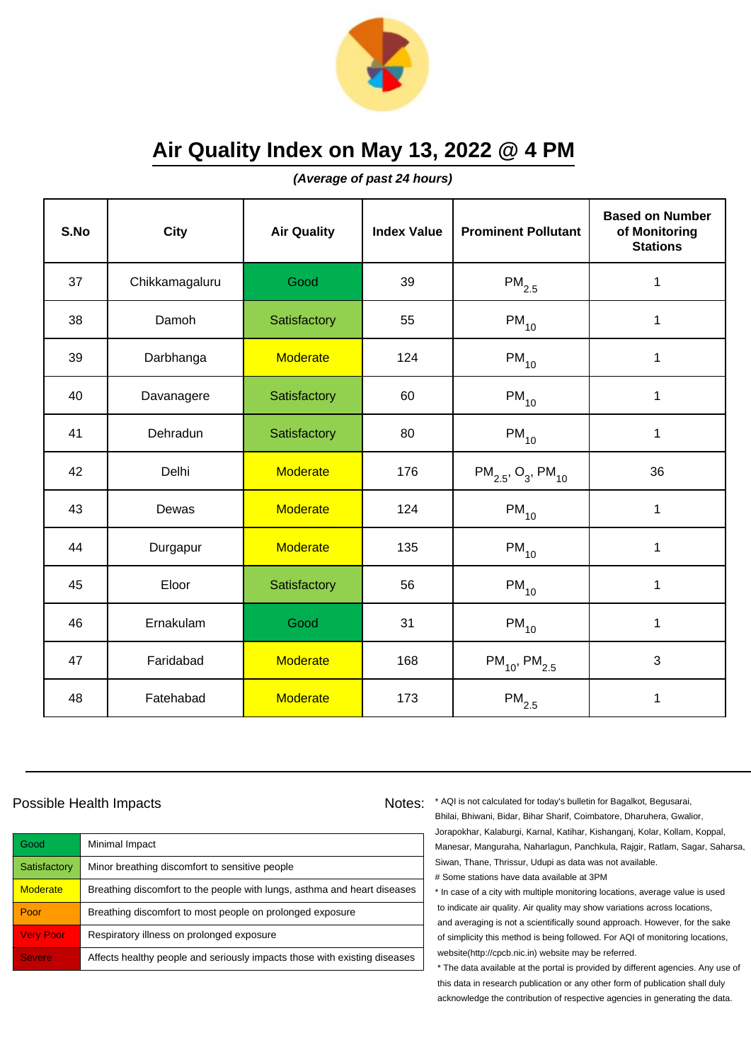# Air Quality Index on May 13, 2022 @ 4 PM

***(Average of past 24 hours)***

| S.No | City | Air Quality | Index Value | Prominent Pollutant | Based on Number of Monitoring Stations |
|---|---|---|---|---|---|
| 37 | Chikkamagaluru | Good | 39 | $PM_{2.5}$ | 1 |
| 38 | Damoh | Satisfactory | 55 | $PM_{10}$ | 1 |
| 39 | Darbhanga | Moderate | 124 | $PM_{10}$ | 1 |
| 40 | Davanagere | Satisfactory | 60 | $PM_{10}$ | 1 |
| 41 | Dehradun | Satisfactory | 80 | $PM_{10}$ | 1 |
| 42 | Delhi | Moderate | 176 | $PM_{2.5}$, $O_3$, $PM_{10}$ | 36 |
| 43 | Dewas | Moderate | 124 | $PM_{10}$ | 1 |
| 44 | Durgapur | Moderate | 135 | $PM_{10}$ | 1 |
| 45 | Eloor | Satisfactory | 56 | $PM_{10}$ | 1 |
| 46 | Ernakulam | Good | 31 | $PM_{10}$ | 1 |
| 47 | Faridabad | Moderate | 168 | $PM_{10}$, $PM_{2.5}$ | 3 |
| 48 | Fatehabad | Moderate | 173 | $PM_{2.5}$ | 1 |

## Possible Health Impacts

| | |
|---|---|
| Good | Minimal Impact |
| Satisfactory | Minor breathing discomfort to sensitive people |
| Moderate | Breathing discomfort to the people with lungs, asthma and heart diseases |
| Poor | Breathing discomfort to most people on prolonged exposure |
| Very Poor | Respiratory illness on prolonged exposure |
| Severe | Affects healthy people and seriously impacts those with existing diseases |

Notes:

* AQI is not calculated for today's bulletin for Bagalkot, Begusarai, Bhilai, Bhiwani, Bidar, Bihar Sharif, Coimbatore, Dharuhera, Gwalior, Jorapokhar, Kalaburgi, Karnal, Katihar, Kishanganj, Kolar, Kollam, Koppal, Manesar, Manguraha, Naharlagun, Panchkula, Rajgir, Ratlam, Sagar, Saharsa, Siwan, Thane, Thrissur, Udupi as data was not available.

# Some stations have data available at 3PM

* In case of a city with multiple monitoring locations, average value is used to indicate air quality. Air quality may show variations across locations, and averaging is not a scientifically sound approach. However, for the sake of simplicity this method is being followed. For AQI of monitoring locations, website(http://cpcb.nic.in) website may be referred.

* The data available at the portal is provided by different agencies. Any use of this data in research publication or any other form of publication shall duly acknowledge the contribution of respective agencies in generating the data.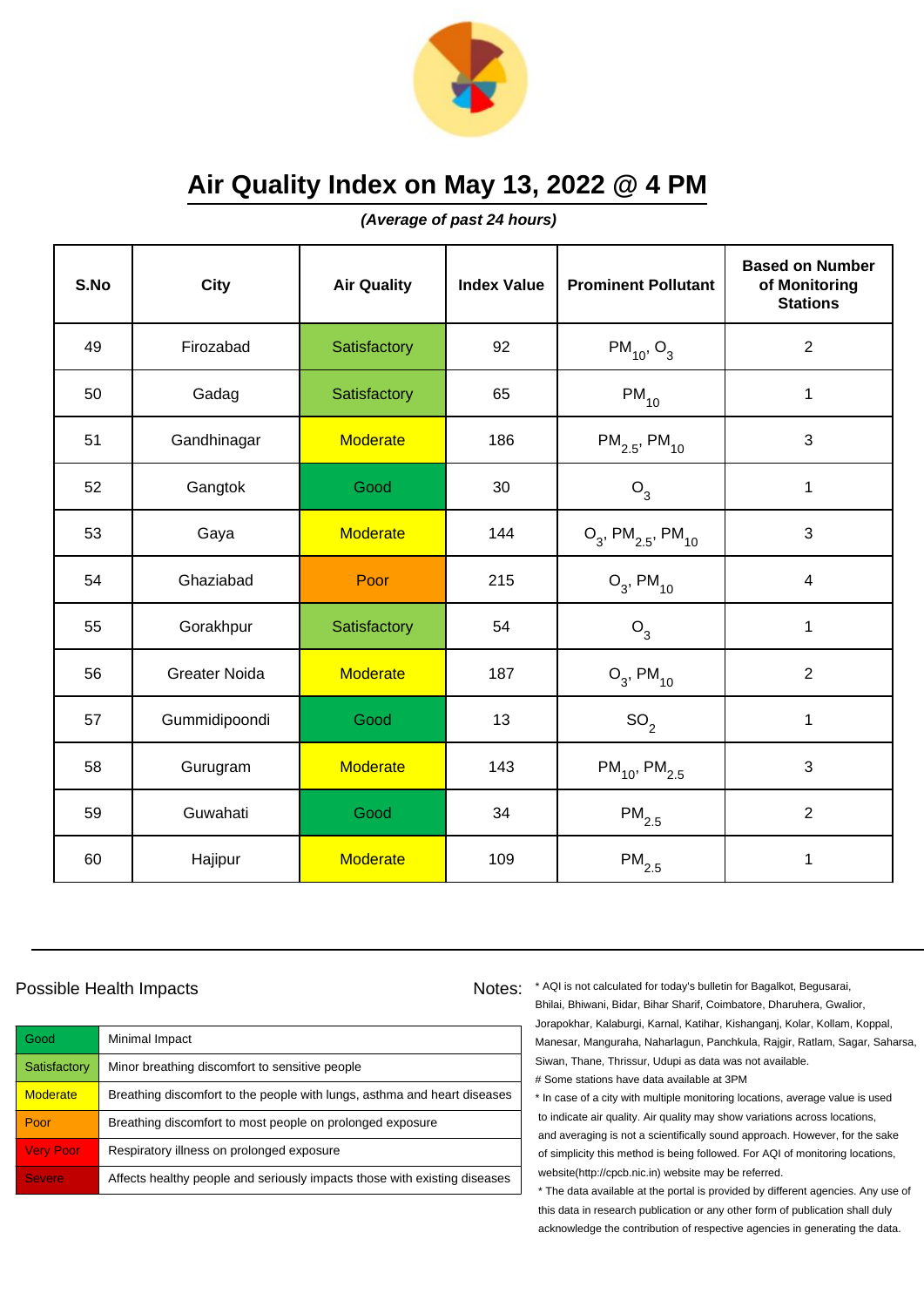# Air Quality Index on May 13, 2022 @ 4 PM

***(Average of past 24 hours)***

| S.No | City | Air Quality | Index Value | Prominent Pollutant | Based on Number of Monitoring Stations |
|---|---|---|---|---|---|
| 49 | Firozabad | Satisfactory | 92 | $PM_{10}$, $O_3$ | 2 |
| 50 | Gadag | Satisfactory | 65 | $PM_{10}$ | 1 |
| 51 | Gandhinagar | Moderate | 186 | $PM_{2.5}$, $PM_{10}$ | 3 |
| 52 | Gangtok | Good | 30 | $O_3$ | 1 |
| 53 | Gaya | Moderate | 144 | $O_3$, $PM_{2.5}$, $PM_{10}$ | 3 |
| 54 | Ghaziabad | Poor | 215 | $O_3$, $PM_{10}$ | 4 |
| 55 | Gorakhpur | Satisfactory | 54 | $O_3$ | 1 |
| 56 | Greater Noida | Moderate | 187 | $O_3$, $PM_{10}$ | 2 |
| 57 | Gummidipoondi | Good | 13 | $SO_2$ | 1 |
| 58 | Gurugram | Moderate | 143 | $PM_{10}$, $PM_{2.5}$ | 3 |
| 59 | Guwahati | Good | 34 | $PM_{2.5}$ | 2 |
| 60 | Hajipur | Moderate | 109 | $PM_{2.5}$ | 1 |

Possible Health Impacts

| | |
|---|---|
| Good | Minimal Impact |
| Satisfactory | Minor breathing discomfort to sensitive people |
| Moderate | Breathing discomfort to the people with lungs, asthma and heart diseases |
| Poor | Breathing discomfort to most people on prolonged exposure |
| Very Poor | Respiratory illness on prolonged exposure |
| Severe | Affects healthy people and seriously impacts those with existing diseases |

Notes:

\* AQI is not calculated for today's bulletin for Bagalkot, Begusarai, Bhilai, Bhiwani, Bidar, Bihar Sharif, Coimbatore, Dharuhera, Gwalior, Jorapokhar, Kalaburgi, Karnal, Katihar, Kishanganj, Kolar, Kollam, Koppal, Manesar, Manguraha, Naharlagun, Panchkula, Rajgir, Ratlam, Sagar, Saharsa, Siwan, Thane, Thrissur, Udupi as data was not available.

# Some stations have data available at 3PM

\* In case of a city with multiple monitoring locations, average value is used to indicate air quality. Air quality may show variations across locations, and averaging is not a scientifically sound approach. However, for the sake of simplicity this method is being followed. For AQI of monitoring locations, website(http://cpcb.nic.in) website may be referred.

\* The data available at the portal is provided by different agencies. Any use of this data in research publication or any other form of publication shall duly acknowledge the contribution of respective agencies in generating the data.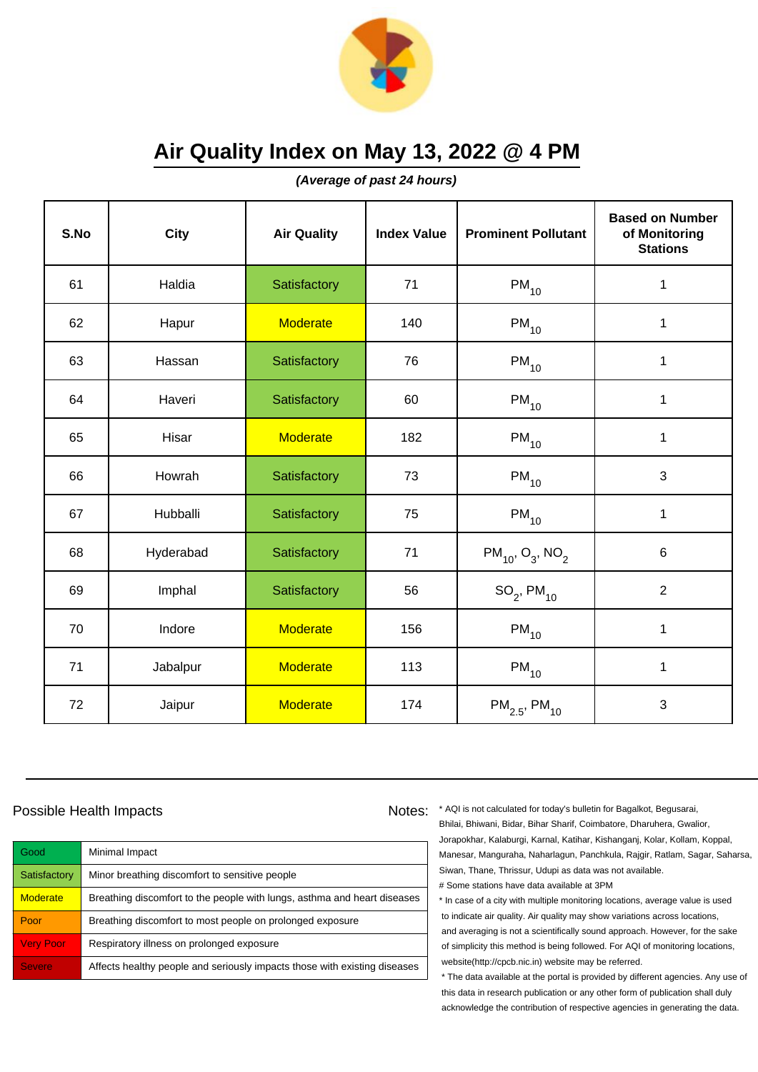# Air Quality Index on May 13, 2022 @ 4 PM

***(Average of past 24 hours)***

| S.No | City | Air Quality | Index Value | Prominent Pollutant | Based on Number of Monitoring Stations |
|---|---|---|---|---|---|
| 61 | Haldia | Satisfactory | 71 | $PM_{10}$ | 1 |
| 62 | Hapur | Moderate | 140 | $PM_{10}$ | 1 |
| 63 | Hassan | Satisfactory | 76 | $PM_{10}$ | 1 |
| 64 | Haveri | Satisfactory | 60 | $PM_{10}$ | 1 |
| 65 | Hisar | Moderate | 182 | $PM_{10}$ | 1 |
| 66 | Howrah | Satisfactory | 73 | $PM_{10}$ | 3 |
| 67 | Hubballi | Satisfactory | 75 | $PM_{10}$ | 1 |
| 68 | Hyderabad | Satisfactory | 71 | $PM_{10}$, $O_3$, $NO_2$ | 6 |
| 69 | Imphal | Satisfactory | 56 | $SO_2$, $PM_{10}$ | 2 |
| 70 | Indore | Moderate | 156 | $PM_{10}$ | 1 |
| 71 | Jabalpur | Moderate | 113 | $PM_{10}$ | 1 |
| 72 | Jaipur | Moderate | 174 | $PM_{2.5}$, $PM_{10}$ | 3 |

## Possible Health Impacts

| | |
|---|---|
| Good | Minimal Impact |
| Satisfactory | Minor breathing discomfort to sensitive people |
| Moderate | Breathing discomfort to the people with lungs, asthma and heart diseases |
| Poor | Breathing discomfort to most people on prolonged exposure |
| Very Poor | Respiratory illness on prolonged exposure |
| Severe | Affects healthy people and seriously impacts those with existing diseases |

Notes:

* AQI is not calculated for today's bulletin for Bagalkot, Begusarai, Bhilai, Bhiwani, Bidar, Bihar Sharif, Coimbatore, Dharuhera, Gwalior, Jorapokhar, Kalaburgi, Karnal, Katihar, Kishanganj, Kolar, Kollam, Koppal, Manesar, Manguraha, Naharlagun, Panchkula, Rajgir, Ratlam, Sagar, Saharsa, Siwan, Thane, Thrissur, Udupi as data was not available.

# Some stations have data available at 3PM

* In case of a city with multiple monitoring locations, average value is used to indicate air quality. Air quality may show variations across locations, and averaging is not a scientifically sound approach. However, for the sake of simplicity this method is being followed. For AQI of monitoring locations, website(http://cpcb.nic.in) website may be referred.
* The data available at the portal is provided by different agencies. Any use of this data in research publication or any other form of publication shall duly acknowledge the contribution of respective agencies in generating the data.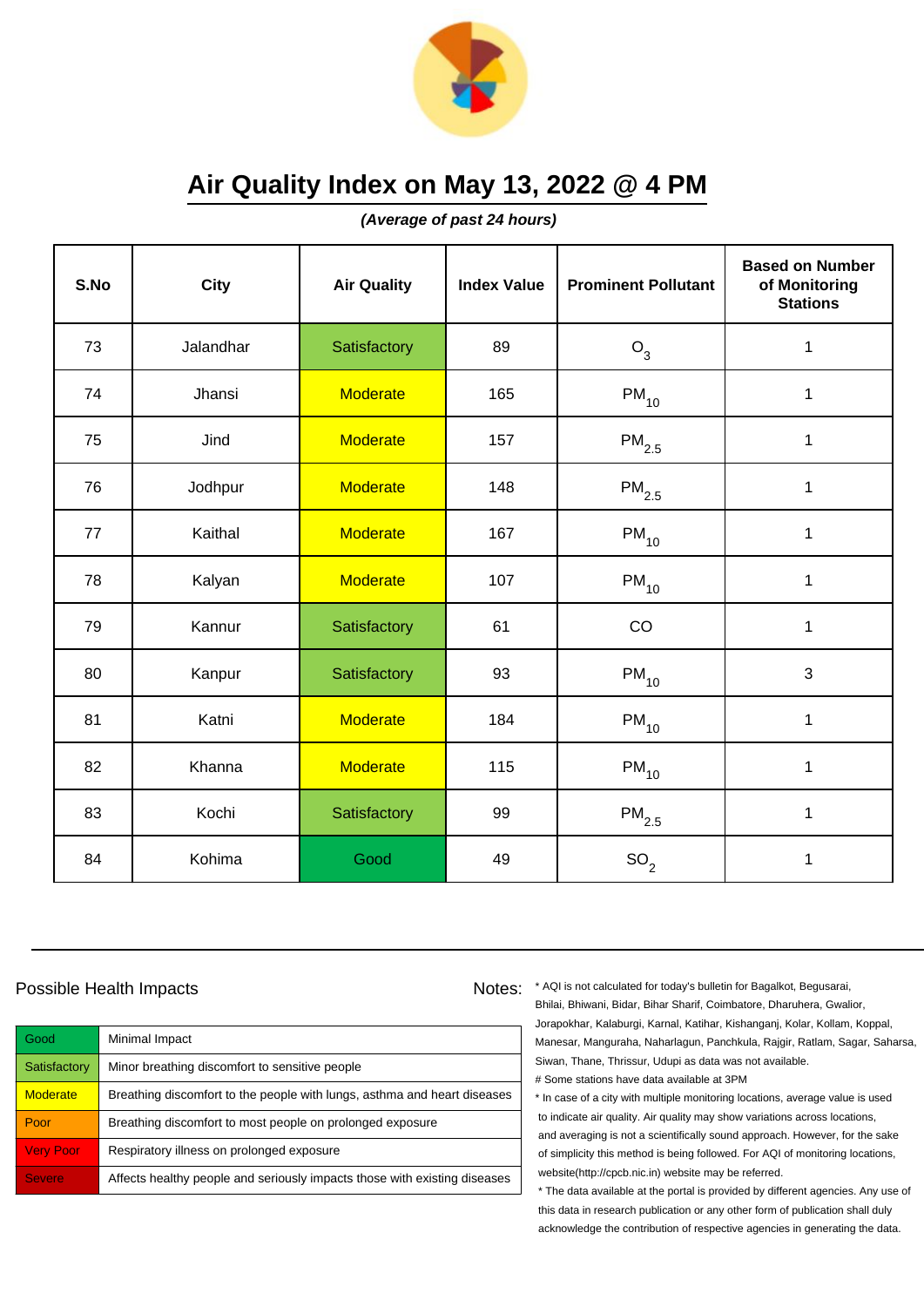# Air Quality Index on May 13, 2022 @ 4 PM

***(Average of past 24 hours)***

| S.No | City | Air Quality | Index Value | Prominent Pollutant | Based on Number of Monitoring Stations |
|---|---|---|---|---|---|
| 73 | Jalandhar | Satisfactory | 89 | $O_3$ | 1 |
| 74 | Jhansi | Moderate | 165 | $PM_{10}$ | 1 |
| 75 | Jind | Moderate | 157 | $PM_{2.5}$ | 1 |
| 76 | Jodhpur | Moderate | 148 | $PM_{2.5}$ | 1 |
| 77 | Kaithal | Moderate | 167 | $PM_{10}$ | 1 |
| 78 | Kalyan | Moderate | 107 | $PM_{10}$ | 1 |
| 79 | Kannur | Satisfactory | 61 | CO | 1 |
| 80 | Kanpur | Satisfactory | 93 | $PM_{10}$ | 3 |
| 81 | Katni | Moderate | 184 | $PM_{10}$ | 1 |
| 82 | Khanna | Moderate | 115 | $PM_{10}$ | 1 |
| 83 | Kochi | Satisfactory | 99 | $PM_{2.5}$ | 1 |
| 84 | Kohima | Good | 49 | $SO_2$ | 1 |

## Possible Health Impacts

| | |
|---|---|
| Good | Minimal Impact |
| Satisfactory | Minor breathing discomfort to sensitive people |
| Moderate | Breathing discomfort to the people with lungs, asthma and heart diseases |
| Poor | Breathing discomfort to most people on prolonged exposure |
| Very Poor | Respiratory illness on prolonged exposure |
| Severe | Affects healthy people and seriously impacts those with existing diseases |

Notes:

* AQI is not calculated for today's bulletin for Bagalkot, Begusarai, Bhilai, Bhiwani, Bidar, Bihar Sharif, Coimbatore, Dharuhera, Gwalior, Jorapokhar, Kalaburgi, Karnal, Katihar, Kishanganj, Kolar, Kollam, Koppal, Manesar, Manguraha, Naharlagun, Panchkula, Rajgir, Ratlam, Sagar, Saharsa, Siwan, Thane, Thrissur, Udupi as data was not available.

# Some stations have data available at 3PM

* In case of a city with multiple monitoring locations, average value is used to indicate air quality. Air quality may show variations across locations, and averaging is not a scientifically sound approach. However, for the sake of simplicity this method is being followed. For AQI of monitoring locations, website(http://cpcb.nic.in) website may be referred.

* The data available at the portal is provided by different agencies. Any use of this data in research publication or any other form of publication shall duly acknowledge the contribution of respective agencies in generating the data.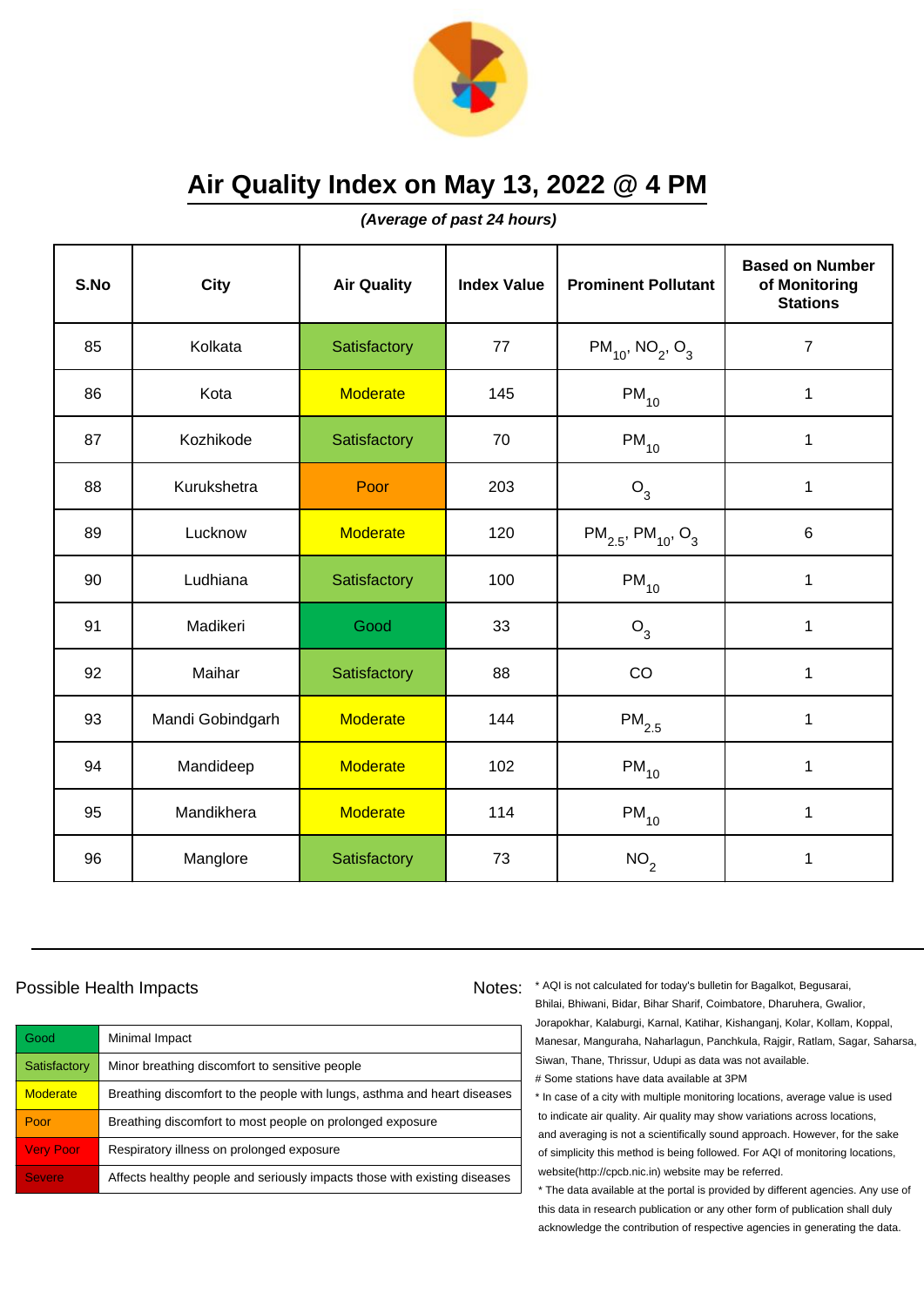# Air Quality Index on May 13, 2022 @ 4 PM

***(Average of past 24 hours)***

| S.No | City | Air Quality | Index Value | Prominent Pollutant | Based on Number of Monitoring Stations |
|---|---|---|---|---|---|
| 85 | Kolkata | Satisfactory | 77 | $PM_{10}$, $NO_2$, $O_3$ | 7 |
| 86 | Kota | Moderate | 145 | $PM_{10}$ | 1 |
| 87 | Kozhikode | Satisfactory | 70 | $PM_{10}$ | 1 |
| 88 | Kurukshetra | Poor | 203 | $O_3$ | 1 |
| 89 | Lucknow | Moderate | 120 | $PM_{2.5}$, $PM_{10}$, $O_3$ | 6 |
| 90 | Ludhiana | Satisfactory | 100 | $PM_{10}$ | 1 |
| 91 | Madikeri | Good | 33 | $O_3$ | 1 |
| 92 | Maihar | Satisfactory | 88 | CO | 1 |
| 93 | Mandi Gobindgarh | Moderate | 144 | $PM_{2.5}$ | 1 |
| 94 | Mandideep | Moderate | 102 | $PM_{10}$ | 1 |
| 95 | Mandikhera | Moderate | 114 | $PM_{10}$ | 1 |
| 96 | Manglore | Satisfactory | 73 | $NO_2$ | 1 |

## Possible Health Impacts

| | |
|---|---|
| Good | Minimal Impact |
| Satisfactory | Minor breathing discomfort to sensitive people |
| Moderate | Breathing discomfort to the people with lungs, asthma and heart diseases |
| Poor | Breathing discomfort to most people on prolonged exposure |
| Very Poor | Respiratory illness on prolonged exposure |
| Severe | Affects healthy people and seriously impacts those with existing diseases |

Notes:

* AQI is not calculated for today's bulletin for Bagalkot, Begusarai, Bhilai, Bhiwani, Bidar, Bihar Sharif, Coimbatore, Dharuhera, Gwalior, Jorapokhar, Kalaburgi, Karnal, Katihar, Kishanganj, Kolar, Kollam, Koppal, Manesar, Manguraha, Naharlagun, Panchkula, Rajgir, Ratlam, Sagar, Saharsa, Siwan, Thane, Thrissur, Udupi as data was not available.

# Some stations have data available at 3PM

* In case of a city with multiple monitoring locations, average value is used to indicate air quality. Air quality may show variations across locations, and averaging is not a scientifically sound approach. However, for the sake of simplicity this method is being followed. For AQI of monitoring locations, website(http://cpcb.nic.in) website may be referred.

* The data available at the portal is provided by different agencies. Any use of this data in research publication or any other form of publication shall duly acknowledge the contribution of respective agencies in generating the data.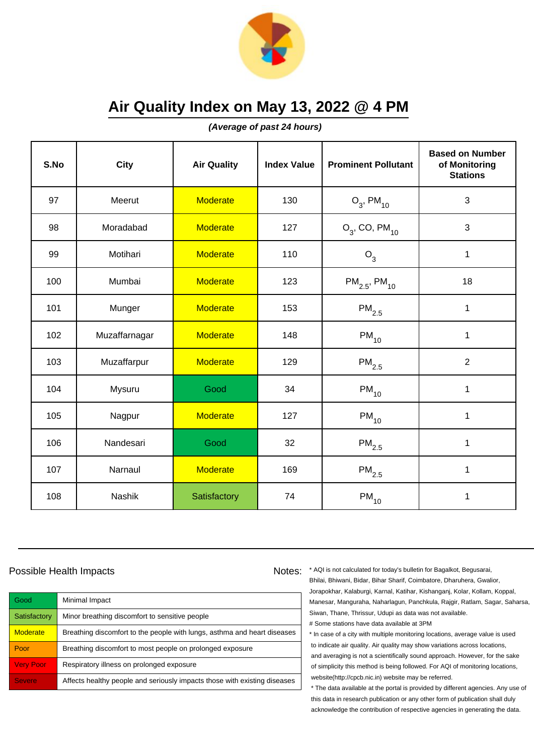# Air Quality Index on May 13, 2022 @ 4 PM

***(Average of past 24 hours)***

| S.No | City | Air Quality | Index Value | Prominent Pollutant | Based on Number of Monitoring Stations |
|---|---|---|---|---|---|
| 97 | Meerut | Moderate | 130 | $O_3$, $PM_{10}$ | 3 |
| 98 | Moradabad | Moderate | 127 | $O_3$, CO, $PM_{10}$ | 3 |
| 99 | Motihari | Moderate | 110 | $O_3$ | 1 |
| 100 | Mumbai | Moderate | 123 | $PM_{2.5}$, $PM_{10}$ | 18 |
| 101 | Munger | Moderate | 153 | $PM_{2.5}$ | 1 |
| 102 | Muzaffarnagar | Moderate | 148 | $PM_{10}$ | 1 |
| 103 | Muzaffarpur | Moderate | 129 | $PM_{2.5}$ | 2 |
| 104 | Mysuru | Good | 34 | $PM_{10}$ | 1 |
| 105 | Nagpur | Moderate | 127 | $PM_{10}$ | 1 |
| 106 | Nandesari | Good | 32 | $PM_{2.5}$ | 1 |
| 107 | Narnaul | Moderate | 169 | $PM_{2.5}$ | 1 |
| 108 | Nashik | Satisfactory | 74 | $PM_{10}$ | 1 |

## Possible Health Impacts

| | |
|---|---|
| Good | Minimal Impact |
| Satisfactory | Minor breathing discomfort to sensitive people |
| Moderate | Breathing discomfort to the people with lungs, asthma and heart diseases |
| Poor | Breathing discomfort to most people on prolonged exposure |
| Very Poor | Respiratory illness on prolonged exposure |
| Severe | Affects healthy people and seriously impacts those with existing diseases |

Notes:

* AQI is not calculated for today's bulletin for Bagalkot, Begusarai, Bhilai, Bhiwani, Bidar, Bihar Sharif, Coimbatore, Dharuhera, Gwalior, Jorapokhar, Kalaburgi, Karnal, Katihar, Kishanganj, Kolar, Kollam, Koppal, Manesar, Manguraha, Naharlagun, Panchkula, Rajgir, Ratlam, Sagar, Saharsa, Siwan, Thane, Thrissur, Udupi as data was not available.

# Some stations have data available at 3PM

* In case of a city with multiple monitoring locations, average value is used to indicate air quality. Air quality may show variations across locations, and averaging is not a scientifically sound approach. However, for the sake of simplicity this method is being followed. For AQI of monitoring locations, website(http://cpcb.nic.in) website may be referred.

* The data available at the portal is provided by different agencies. Any use of this data in research publication or any other form of publication shall duly acknowledge the contribution of respective agencies in generating the data.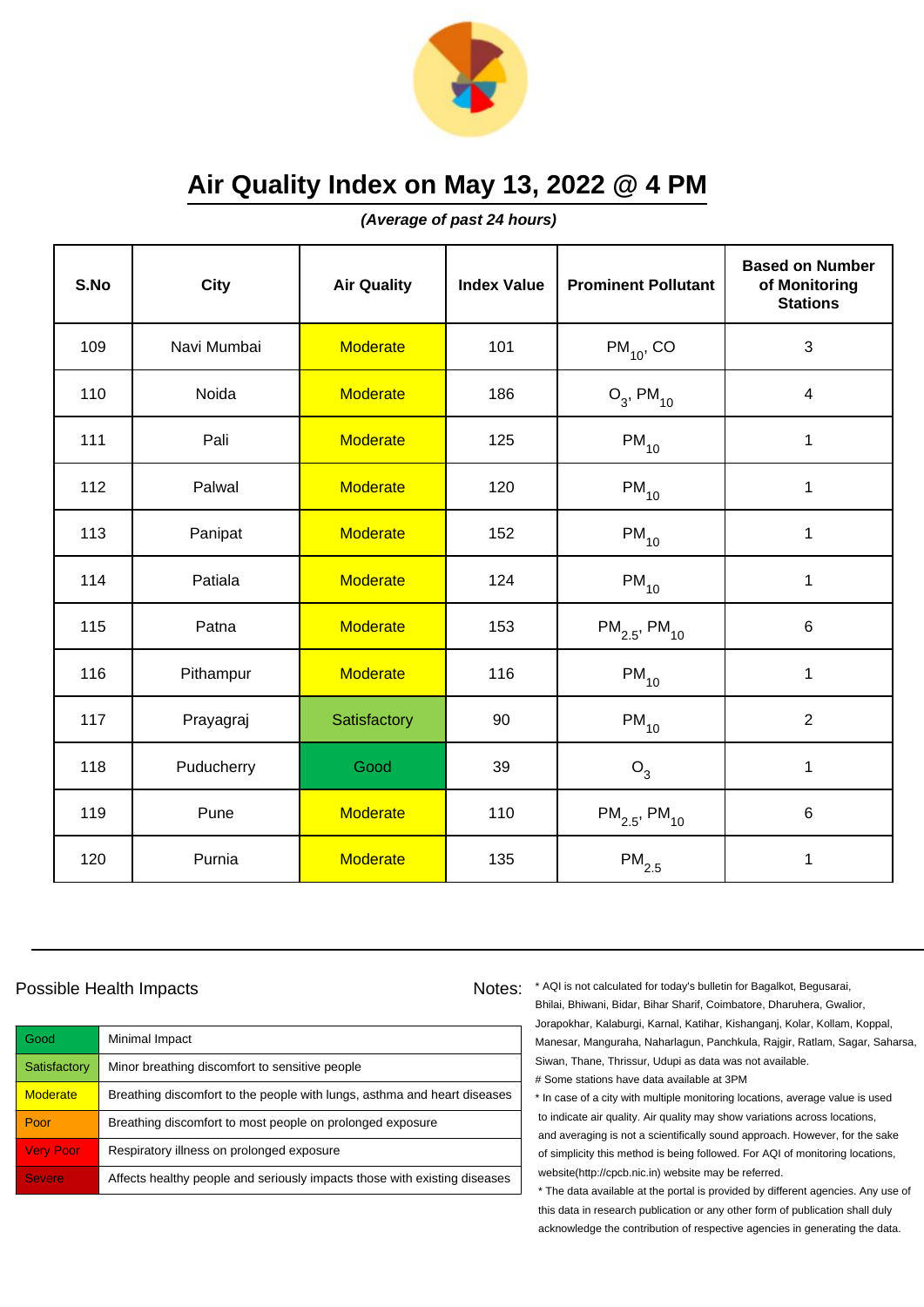# Air Quality Index on May 13, 2022 @ 4 PM

***(Average of past 24 hours)***

| S.No | City | Air Quality | Index Value | Prominent Pollutant | Based on Number of Monitoring Stations |
|---|---|---|---|---|---|
| 109 | Navi Mumbai | Moderate | 101 | $PM_{10}$, CO | 3 |
| 110 | Noida | Moderate | 186 | $O_3$, $PM_{10}$ | 4 |
| 111 | Pali | Moderate | 125 | $PM_{10}$ | 1 |
| 112 | Palwal | Moderate | 120 | $PM_{10}$ | 1 |
| 113 | Panipat | Moderate | 152 | $PM_{10}$ | 1 |
| 114 | Patiala | Moderate | 124 | $PM_{10}$ | 1 |
| 115 | Patna | Moderate | 153 | $PM_{2.5}$, $PM_{10}$ | 6 |
| 116 | Pithampur | Moderate | 116 | $PM_{10}$ | 1 |
| 117 | Prayagraj | Satisfactory | 90 | $PM_{10}$ | 2 |
| 118 | Puducherry | Good | 39 | $O_3$ | 1 |
| 119 | Pune | Moderate | 110 | $PM_{2.5}$, $PM_{10}$ | 6 |
| 120 | Purnia | Moderate | 135 | $PM_{2.5}$ | 1 |

Possible Health Impacts

| | |
|---|---|
| Good | Minimal Impact |
| Satisfactory | Minor breathing discomfort to sensitive people |
| Moderate | Breathing discomfort to the people with lungs, asthma and heart diseases |
| Poor | Breathing discomfort to most people on prolonged exposure |
| Very Poor | Respiratory illness on prolonged exposure |
| Severe | Affects healthy people and seriously impacts those with existing diseases |

Notes:
* AQI is not calculated for today's bulletin for Bagalkot, Begusarai, Bhilai, Bhiwani, Bidar, Bihar Sharif, Coimbatore, Dharuhera, Gwalior, Jorapokhar, Kalaburgi, Karnal, Katihar, Kishanganj, Kolar, Kollam, Koppal, Manesar, Manguraha, Naharlagun, Panchkula, Rajgir, Ratlam, Sagar, Saharsa, Siwan, Thane, Thrissur, Udupi as data was not available.

# Some stations have data available at 3PM

* In case of a city with multiple monitoring locations, average value is used to indicate air quality. Air quality may show variations across locations, and averaging is not a scientifically sound approach. However, for the sake of simplicity this method is being followed. For AQI of monitoring locations, website(http://cpcb.nic.in) website may be referred.

* The data available at the portal is provided by different agencies. Any use of this data in research publication or any other form of publication shall duly acknowledge the contribution of respective agencies in generating the data.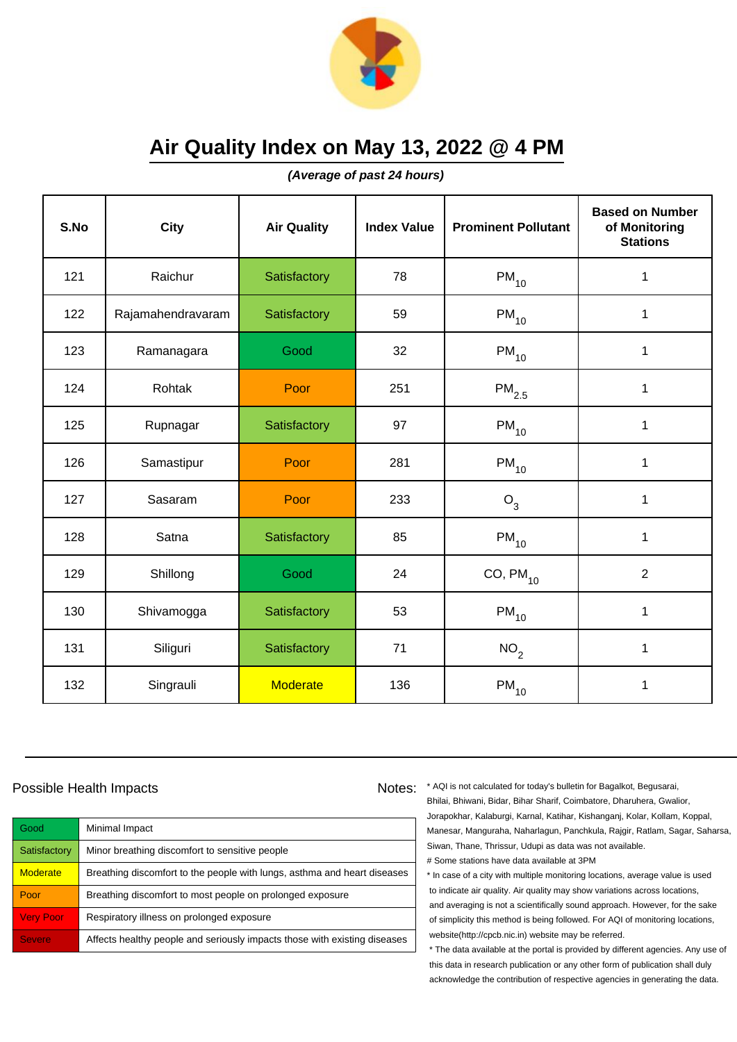# Air Quality Index on May 13, 2022 @ 4 PM

***(Average of past 24 hours)***

| S.No | City | Air Quality | Index Value | Prominent Pollutant | Based on Number of Monitoring Stations |
|---|---|---|---|---|---|
| 121 | Raichur | Satisfactory | 78 | $PM_{10}$ | 1 |
| 122 | Rajamahendravaram | Satisfactory | 59 | $PM_{10}$ | 1 |
| 123 | Ramanagara | Good | 32 | $PM_{10}$ | 1 |
| 124 | Rohtak | Poor | 251 | $PM_{2.5}$ | 1 |
| 125 | Rupnagar | Satisfactory | 97 | $PM_{10}$ | 1 |
| 126 | Samastipur | Poor | 281 | $PM_{10}$ | 1 |
| 127 | Sasaram | Poor | 233 | $O_3$ | 1 |
| 128 | Satna | Satisfactory | 85 | $PM_{10}$ | 1 |
| 129 | Shillong | Good | 24 | CO, $PM_{10}$ | 2 |
| 130 | Shivamogga | Satisfactory | 53 | $PM_{10}$ | 1 |
| 131 | Siliguri | Satisfactory | 71 | $NO_2$ | 1 |
| 132 | Singrauli | Moderate | 136 | $PM_{10}$ | 1 |

## Possible Health Impacts

| | |
|---|---|
| Good | Minimal Impact |
| Satisfactory | Minor breathing discomfort to sensitive people |
| Moderate | Breathing discomfort to the people with lungs, asthma and heart diseases |
| Poor | Breathing discomfort to most people on prolonged exposure |
| Very Poor | Respiratory illness on prolonged exposure |
| Severe | Affects healthy people and seriously impacts those with existing diseases |

Notes:

* AQI is not calculated for today's bulletin for Bagalkot, Begusarai, Bhilai, Bhiwani, Bidar, Bihar Sharif, Coimbatore, Dharuhera, Gwalior, Jorapokhar, Kalaburgi, Karnal, Katihar, Kishanganj, Kolar, Kollam, Koppal, Manesar, Manguraha, Naharlagun, Panchkula, Rajgir, Ratlam, Sagar, Saharsa, Siwan, Thane, Thrissur, Udupi as data was not available.

# Some stations have data available at 3PM

* In case of a city with multiple monitoring locations, average value is used to indicate air quality. Air quality may show variations across locations, and averaging is not a scientifically sound approach. However, for the sake of simplicity this method is being followed. For AQI of monitoring locations, website(http://cpcb.nic.in) website may be referred.

* The data available at the portal is provided by different agencies. Any use of this data in research publication or any other form of publication shall duly acknowledge the contribution of respective agencies in generating the data.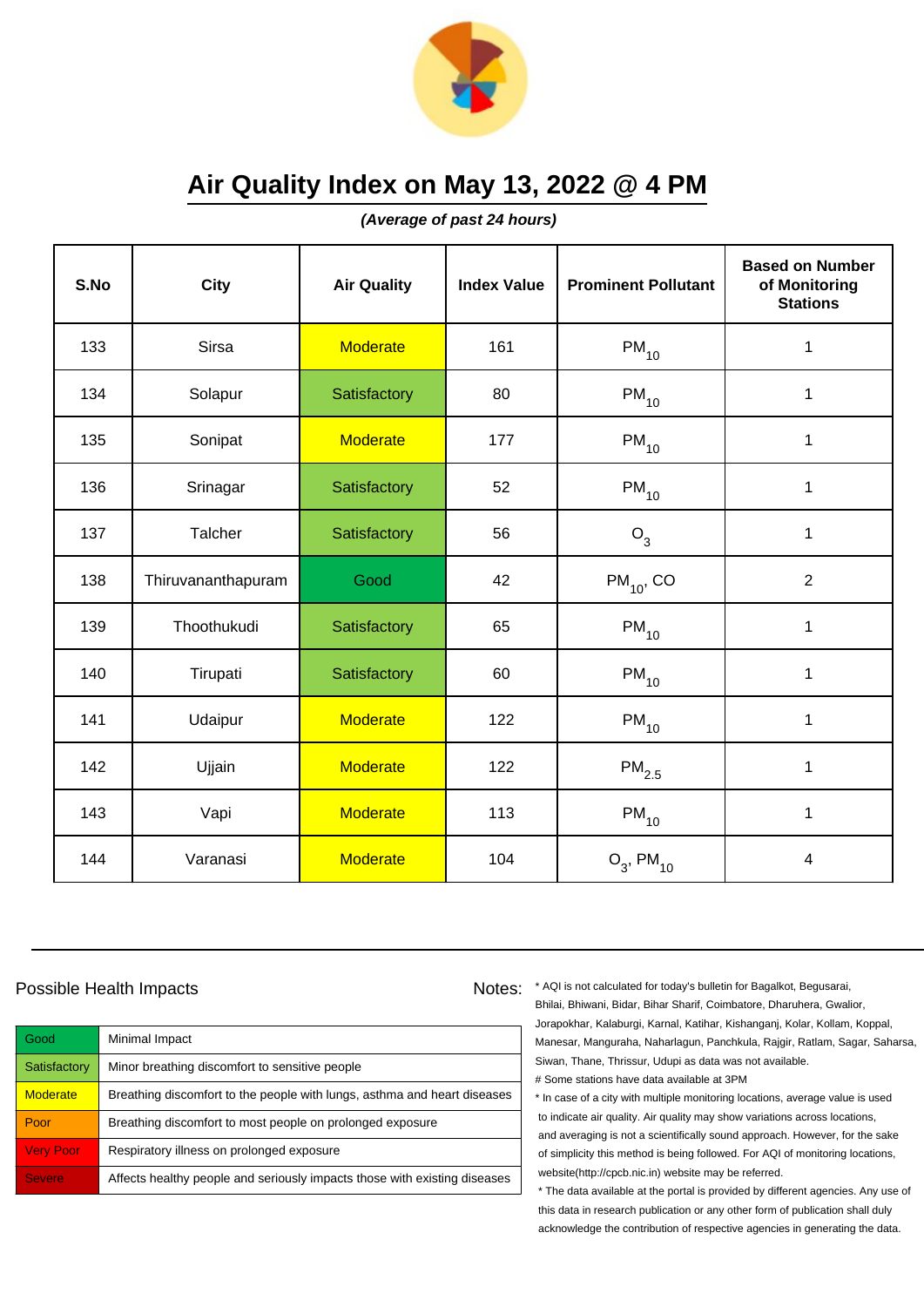# Air Quality Index on May 13, 2022 @ 4 PM

***(Average of past 24 hours)***

| S.No | City | Air Quality | Index Value | Prominent Pollutant | Based on Number of Monitoring Stations |
|---|---|---|---|---|---|
| 133 | Sirsa | Moderate | 161 | $PM_{10}$ | 1 |
| 134 | Solapur | Satisfactory | 80 | $PM_{10}$ | 1 |
| 135 | Sonipat | Moderate | 177 | $PM_{10}$ | 1 |
| 136 | Srinagar | Satisfactory | 52 | $PM_{10}$ | 1 |
| 137 | Talcher | Satisfactory | 56 | $O_3$ | 1 |
| 138 | Thiruvananthapuram | Good | 42 | $PM_{10}$, CO | 2 |
| 139 | Thoothukudi | Satisfactory | 65 | $PM_{10}$ | 1 |
| 140 | Tirupati | Satisfactory | 60 | $PM_{10}$ | 1 |
| 141 | Udaipur | Moderate | 122 | $PM_{10}$ | 1 |
| 142 | Ujjain | Moderate | 122 | $PM_{2.5}$ | 1 |
| 143 | Vapi | Moderate | 113 | $PM_{10}$ | 1 |
| 144 | Varanasi | Moderate | 104 | $O_3$, $PM_{10}$ | 4 |

Possible Health Impacts

| | |
|---|---|
| Good | Minimal Impact |
| Satisfactory | Minor breathing discomfort to sensitive people |
| Moderate | Breathing discomfort to the people with lungs, asthma and heart diseases |
| Poor | Breathing discomfort to most people on prolonged exposure |
| Very Poor | Respiratory illness on prolonged exposure |
| Severe | Affects healthy people and seriously impacts those with existing diseases |

Notes:

* AQI is not calculated for today's bulletin for Bagalkot, Begusarai, Bhilai, Bhiwani, Bidar, Bihar Sharif, Coimbatore, Dharuhera, Gwalior, Jorapokhar, Kalaburgi, Karnal, Katihar, Kishanganj, Kolar, Kollam, Koppal, Manesar, Manguraha, Naharlagun, Panchkula, Rajgir, Ratlam, Sagar, Saharsa, Siwan, Thane, Thrissur, Udupi as data was not available.

# Some stations have data available at 3PM

* In case of a city with multiple monitoring locations, average value is used to indicate air quality. Air quality may show variations across locations, and averaging is not a scientifically sound approach. However, for the sake of simplicity this method is being followed. For AQI of monitoring locations, website(http://cpcb.nic.in) website may be referred.

* The data available at the portal is provided by different agencies. Any use of this data in research publication or any other form of publication shall duly acknowledge the contribution of respective agencies in generating the data.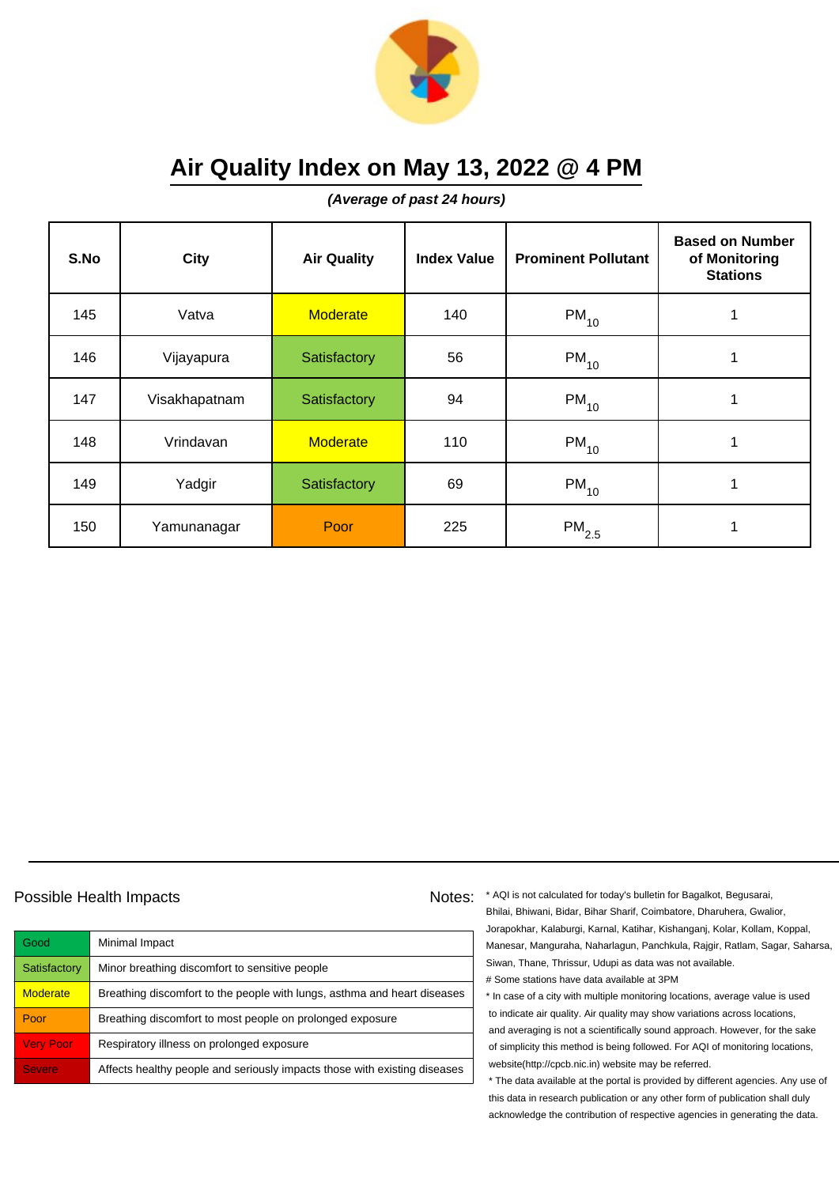# Air Quality Index on May 13, 2022 @ 4 PM

***(Average of past 24 hours)***

| S.No | City | Air Quality | Index Value | Prominent Pollutant | Based on Number of Monitoring Stations |
|---|---|---|---|---|---|
| 145 | Vatva | Moderate | 140 | $PM_{10}$ | 1 |
| 146 | Vijayapura | Satisfactory | 56 | $PM_{10}$ | 1 |
| 147 | Visakhapatnam | Satisfactory | 94 | $PM_{10}$ | 1 |
| 148 | Vrindavan | Moderate | 110 | $PM_{10}$ | 1 |
| 149 | Yadgir | Satisfactory | 69 | $PM_{10}$ | 1 |
| 150 | Yamunanagar | Poor | 225 | $PM_{2.5}$ | 1 |

Possible Health Impacts

| | |
|---|---|
| Good | Minimal Impact |
| Satisfactory | Minor breathing discomfort to sensitive people |
| Moderate | Breathing discomfort to the people with lungs, asthma and heart diseases |
| Poor | Breathing discomfort to most people on prolonged exposure |
| Very Poor | Respiratory illness on prolonged exposure |
| Severe | Affects healthy people and seriously impacts those with existing diseases |

Notes:
* AQI is not calculated for today's bulletin for Bagalkot, Begusarai, Bhilai, Bhiwani, Bidar, Bihar Sharif, Coimbatore, Dharuhera, Gwalior, Jorapokhar, Kalaburgi, Karnal, Katihar, Kishanganj, Kolar, Kollam, Koppal, Manesar, Manguraha, Naharlagun, Panchkula, Rajgir, Ratlam, Sagar, Saharsa, Siwan, Thane, Thrissur, Udupi as data was not available.

# Some stations have data available at 3PM

* In case of a city with multiple monitoring locations, average value is used to indicate air quality. Air quality may show variations across locations, and averaging is not a scientifically sound approach. However, for the sake of simplicity this method is being followed. For AQI of monitoring locations, website(http://cpcb.nic.in) website may be referred.

* The data available at the portal is provided by different agencies. Any use of this data in research publication or any other form of publication shall duly acknowledge the contribution of respective agencies in generating the data.